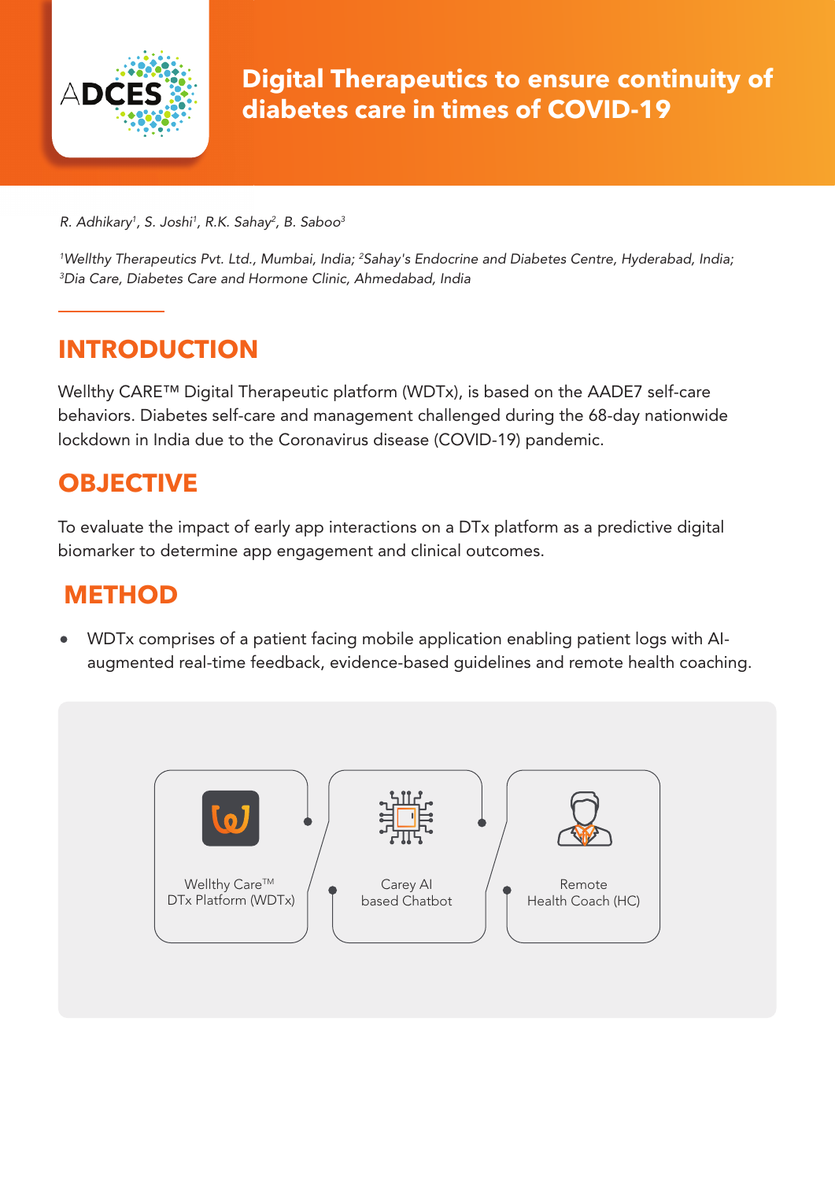# Digital Therapeutics to ensure continuity of diabetes care in times of COVID-19

*R. Adhikary[1], S. Joshi[1], R.K. Sahay[2], B. Saboo[3]*

*[1]Wellthy Therapeutics Pvt. Ltd., Mumbai, India; [2]Sahay's Endocrine and Diabetes Centre, Hyderabad, India; [3]Dia Care, Diabetes Care and Hormone Clinic, Ahmedabad, India*

## INTRODUCTION

Wellthy CARE™ Digital Therapeutic platform (WDTx), is based on the AADE7 self-care behaviors. Diabetes self-care and management challenged during the 68-day nationwide lockdown in India due to the Coronavirus disease (COVID-19) pandemic.

## OBJECTIVE

To evaluate the impact of early app interactions on a DTx platform as a predictive digital biomarker to determine app engagement and clinical outcomes.

## METHOD

- WDTx comprises of a patient facing mobile application enabling patient logs with AI-augmented real-time feedback, evidence-based guidelines and remote health coaching.

Wellthy Care™ DTx Platform (WDTx) → Carey AI based Chatbot → Remote Health Coach (HC)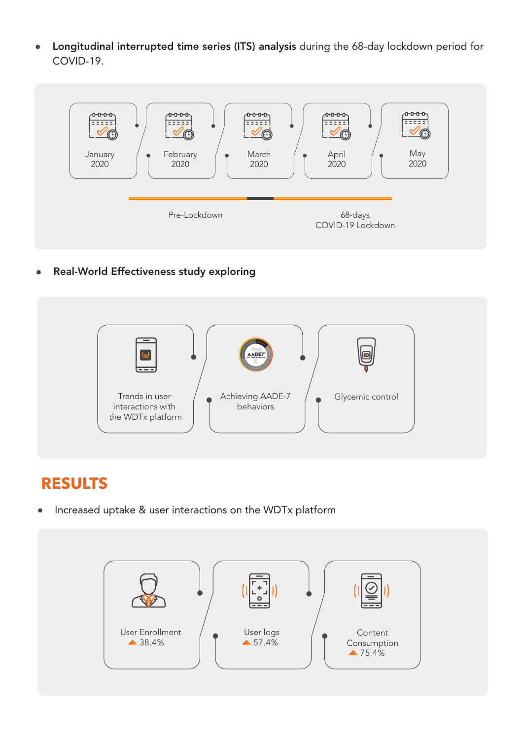- **Longitudinal interrupted time series (ITS) analysis** during the 68-day lockdown period for COVID-19.

January 2020 | February 2020 | March 2020 | April 2020 | May 2020

Pre-Lockdown

68-days COVID-19 Lockdown

- **Real-World Effectiveness study exploring**

Trends in user interactions with the WDTx platform

Achieving AADE-7 behaviors

Glycemic control

## RESULTS

- Increased uptake & user interactions on the WDTx platform

User Enrollment ▲ 38.4%

User logs ▲ 57.4%

Content Consumption ▲ 75.4%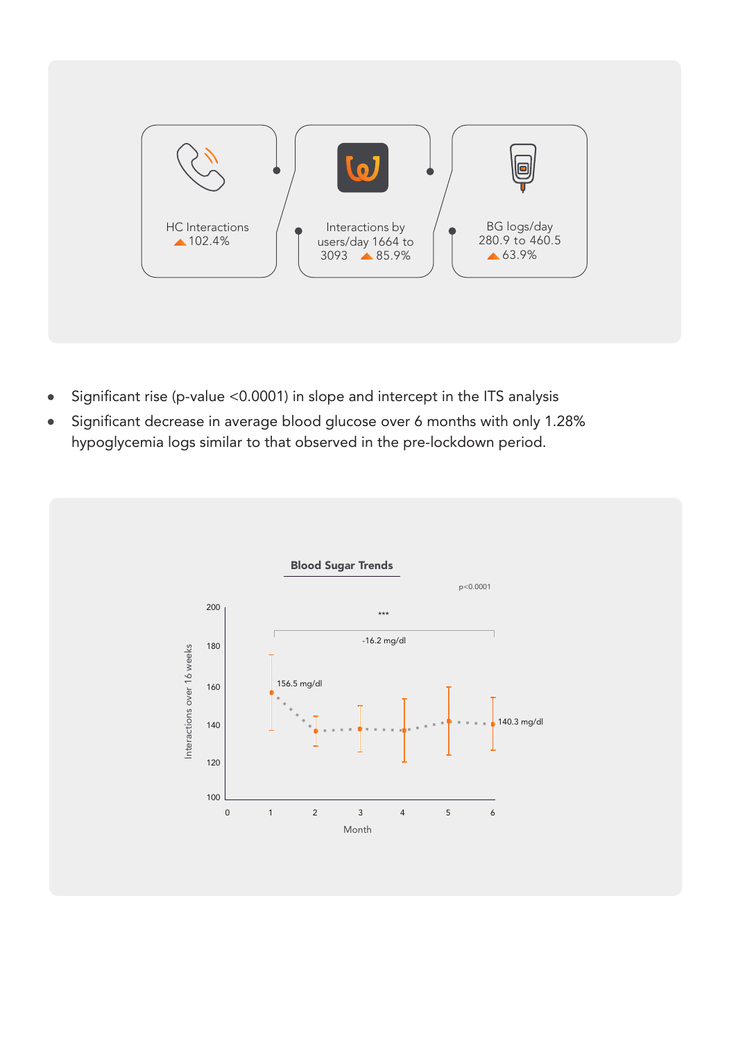HC Interactions ▲102.4%

Interactions by users/day 1664 to 3093 ▲85.9%

BG logs/day 280.9 to 460.5 ▲63.9%

- Significant rise (p-value <0.0001) in slope and intercept in the ITS analysis
- Significant decrease in average blood glucose over 6 months with only 1.28% hypoglycemia logs similar to that observed in the pre-lockdown period.

**Blood Sugar Trends**

p<0.0001

***

-16.2 mg/dl

156.5 mg/dl

140.3 mg/dl

Interactions over 16 weeks

Month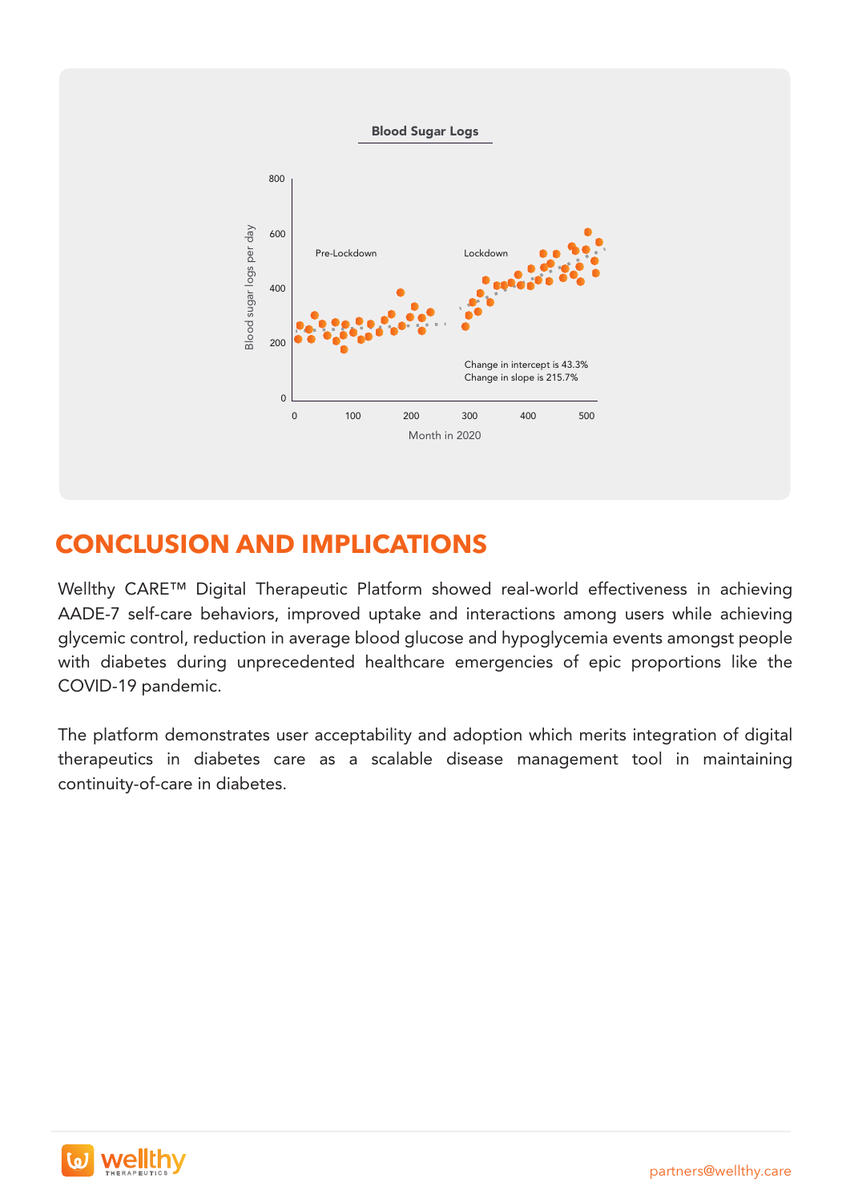Blood Sugar Logs

800
600
400
200
0

Blood sugar logs per day

Pre-Lockdown

Lockdown

Change in intercept is 43.3%
Change in slope is 215.7%

0 100 200 300 400 500

Month in 2020

## CONCLUSION AND IMPLICATIONS

Wellthy CARE™ Digital Therapeutic Platform showed real-world effectiveness in achieving AADE-7 self-care behaviors, improved uptake and interactions among users while achieving glycemic control, reduction in average blood glucose and hypoglycemia events amongst people with diabetes during unprecedented healthcare emergencies of epic proportions like the COVID-19 pandemic.

The platform demonstrates user acceptability and adoption which merits integration of digital therapeutics in diabetes care as a scalable disease management tool in maintaining continuity-of-care in diabetes.

wellthy THERAPEUTICS

partners@wellthy.care